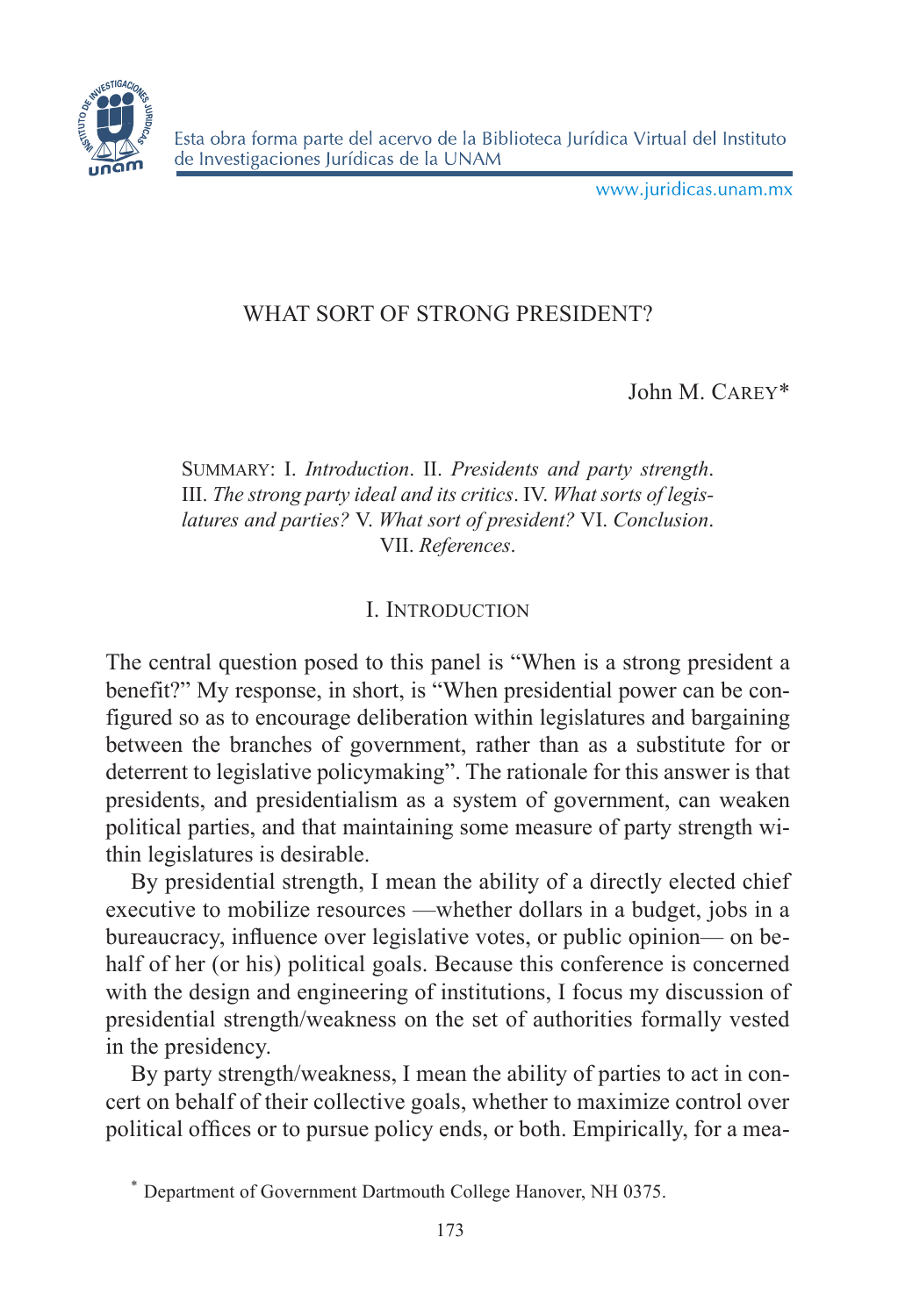# WHAT SORT OF STRONG PRESIDENT?

John M. Carey*

Summary: I. *Introduction*. II. *Presidents and party strength*. III. *The strong party ideal and its critics*. IV. *What sorts of legislatures and parties?* V. *What sort of president?* VI. *Conclusion*. VII. *References*.

## I. Introduction

The central question posed to this panel is "When is a strong president a benefit?" My response, in short, is "When presidential power can be configured so as to encourage deliberation within legislatures and bargaining between the branches of government, rather than as a substitute for or deterrent to legislative policymaking". The rationale for this answer is that presidents, and presidentialism as a system of government, can weaken political parties, and that maintaining some measure of party strength within legislatures is desirable.

By presidential strength, I mean the ability of a directly elected chief executive to mobilize resources —whether dollars in a budget, jobs in a bureaucracy, influence over legislative votes, or public opinion— on behalf of her (or his) political goals. Because this conference is concerned with the design and engineering of institutions, I focus my discussion of presidential strength/weakness on the set of authorities formally vested in the presidency.

By party strength/weakness, I mean the ability of parties to act in concert on behalf of their collective goals, whether to maximize control over political offices or to pursue policy ends, or both. Empirically, for a mea-

* Department of Government Dartmouth College Hanover, NH 0375.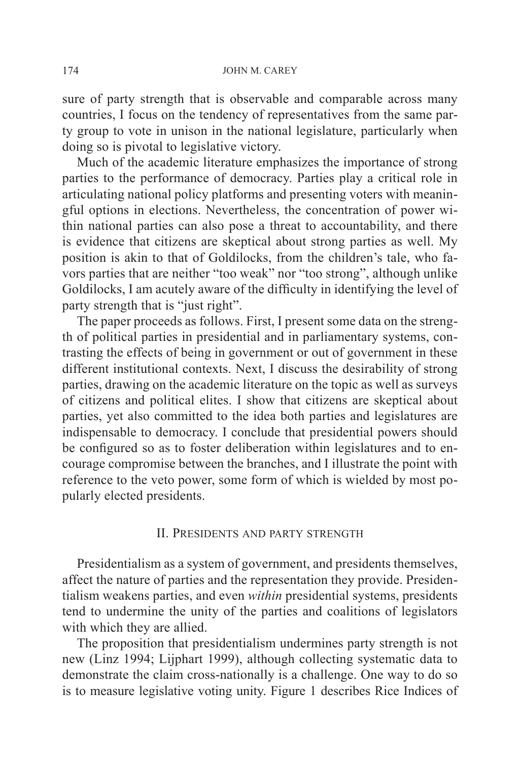sure of party strength that is observable and comparable across many countries, I focus on the tendency of representatives from the same party group to vote in unison in the national legislature, particularly when doing so is pivotal to legislative victory.

Much of the academic literature emphasizes the importance of strong parties to the performance of democracy. Parties play a critical role in articulating national policy platforms and presenting voters with meaningful options in elections. Nevertheless, the concentration of power within national parties can also pose a threat to accountability, and there is evidence that citizens are skeptical about strong parties as well. My position is akin to that of Goldilocks, from the children's tale, who favors parties that are neither "too weak" nor "too strong", although unlike Goldilocks, I am acutely aware of the difficulty in identifying the level of party strength that is "just right".

The paper proceeds as follows. First, I present some data on the strength of political parties in presidential and in parliamentary systems, contrasting the effects of being in government or out of government in these different institutional contexts. Next, I discuss the desirability of strong parties, drawing on the academic literature on the topic as well as surveys of citizens and political elites. I show that citizens are skeptical about parties, yet also committed to the idea both parties and legislatures are indispensable to democracy. I conclude that presidential powers should be configured so as to foster deliberation within legislatures and to encourage compromise between the branches, and I illustrate the point with reference to the veto power, some form of which is wielded by most popularly elected presidents.

## II. Presidents and party strength

Presidentialism as a system of government, and presidents themselves, affect the nature of parties and the representation they provide. Presidentialism weakens parties, and even *within* presidential systems, presidents tend to undermine the unity of the parties and coalitions of legislators with which they are allied.

The proposition that presidentialism undermines party strength is not new (Linz 1994; Lijphart 1999), although collecting systematic data to demonstrate the claim cross-nationally is a challenge. One way to do so is to measure legislative voting unity. Figure 1 describes Rice Indices of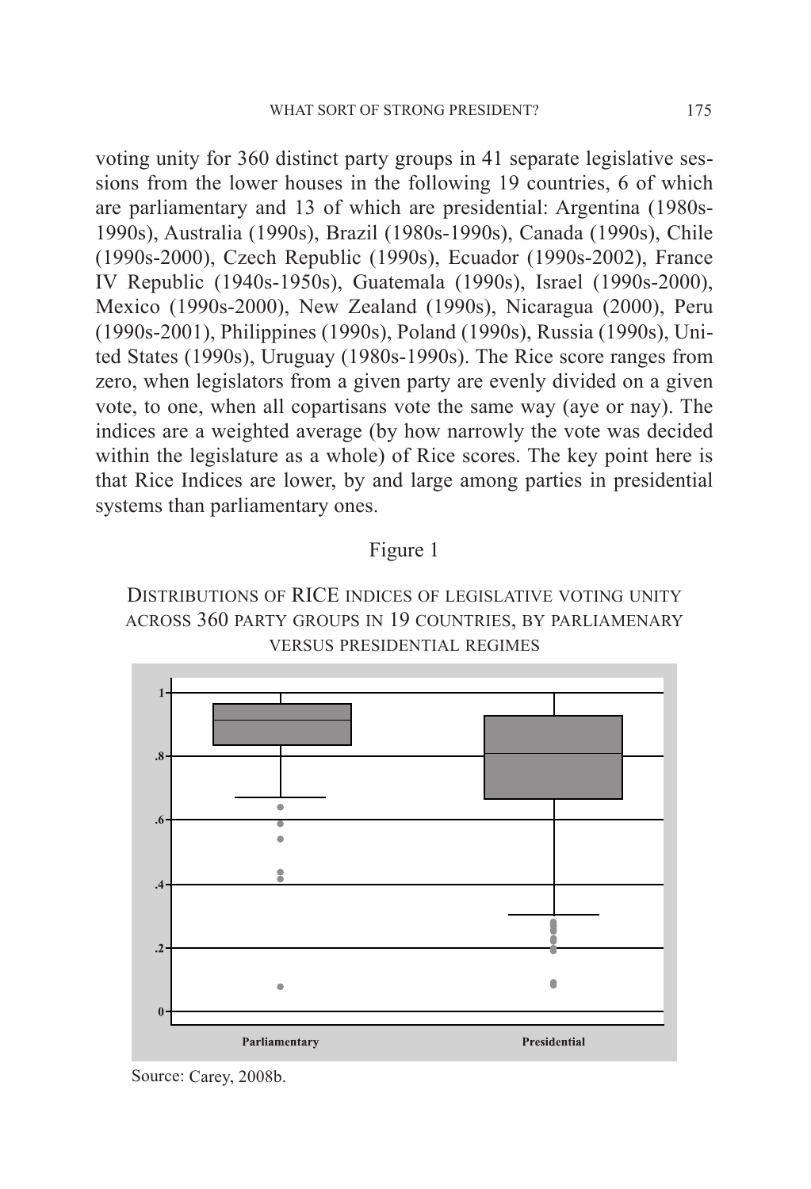voting unity for 360 distinct party groups in 41 separate legislative sessions from the lower houses in the following 19 countries, 6 of which are parliamentary and 13 of which are presidential: Argentina (1980s-1990s), Australia (1990s), Brazil (1980s-1990s), Canada (1990s), Chile (1990s-2000), Czech Republic (1990s), Ecuador (1990s-2002), France IV Republic (1940s-1950s), Guatemala (1990s), Israel (1990s-2000), Mexico (1990s-2000), New Zealand (1990s), Nicaragua (2000), Peru (1990s-2001), Philippines (1990s), Poland (1990s), Russia (1990s), United States (1990s), Uruguay (1980s-1990s). The Rice score ranges from zero, when legislators from a given party are evenly divided on a given vote, to one, when all copartisans vote the same way (aye or nay). The indices are a weighted average (by how narrowly the vote was decided within the legislature as a whole) of Rice scores. The key point here is that Rice Indices are lower, by and large among parties in presidential systems than parliamentary ones.

Figure 1

DISTRIBUTIONS OF RICE INDICES OF LEGISLATIVE VOTING UNITY ACROSS 360 PARTY GROUPS IN 19 COUNTRIES, BY PARLIAMENARY VERSUS PRESIDENTIAL REGIMES

1
.8
.6
.4
.2
0

Parliamentary
Presidential

Source: Carey, 2008b.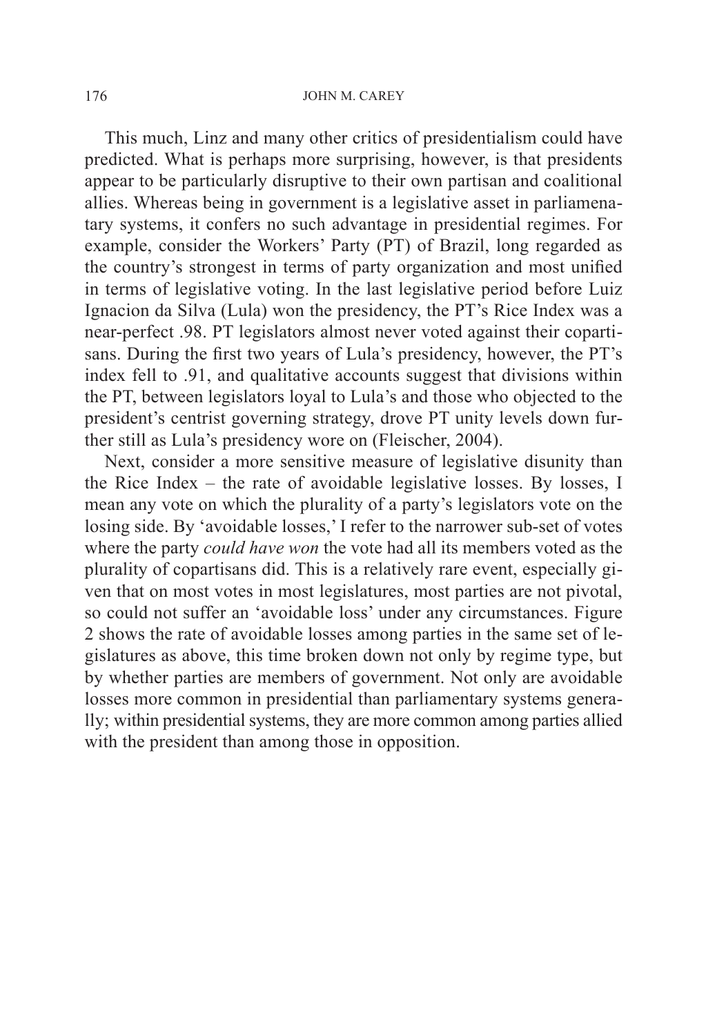This much, Linz and many other critics of presidentialism could have predicted. What is perhaps more surprising, however, is that presidents appear to be particularly disruptive to their own partisan and coalitional allies. Whereas being in government is a legislative asset in parliamentary systems, it confers no such advantage in presidential regimes. For example, consider the Workers' Party (PT) of Brazil, long regarded as the country's strongest in terms of party organization and most unified in terms of legislative voting. In the last legislative period before Luiz Ignacion da Silva (Lula) won the presidency, the PT's Rice Index was a near-perfect .98. PT legislators almost never voted against their copartisans. During the first two years of Lula's presidency, however, the PT's index fell to .91, and qualitative accounts suggest that divisions within the PT, between legislators loyal to Lula's and those who objected to the president's centrist governing strategy, drove PT unity levels down further still as Lula's presidency wore on (Fleischer, 2004).

Next, consider a more sensitive measure of legislative disunity than the Rice Index – the rate of avoidable legislative losses. By losses, I mean any vote on which the plurality of a party's legislators vote on the losing side. By 'avoidable losses,' I refer to the narrower sub-set of votes where the party *could have won* the vote had all its members voted as the plurality of copartisans did. This is a relatively rare event, especially given that on most votes in most legislatures, most parties are not pivotal, so could not suffer an 'avoidable loss' under any circumstances. Figure 2 shows the rate of avoidable losses among parties in the same set of legislatures as above, this time broken down not only by regime type, but by whether parties are members of government. Not only are avoidable losses more common in presidential than parliamentary systems generally; within presidential systems, they are more common among parties allied with the president than among those in opposition.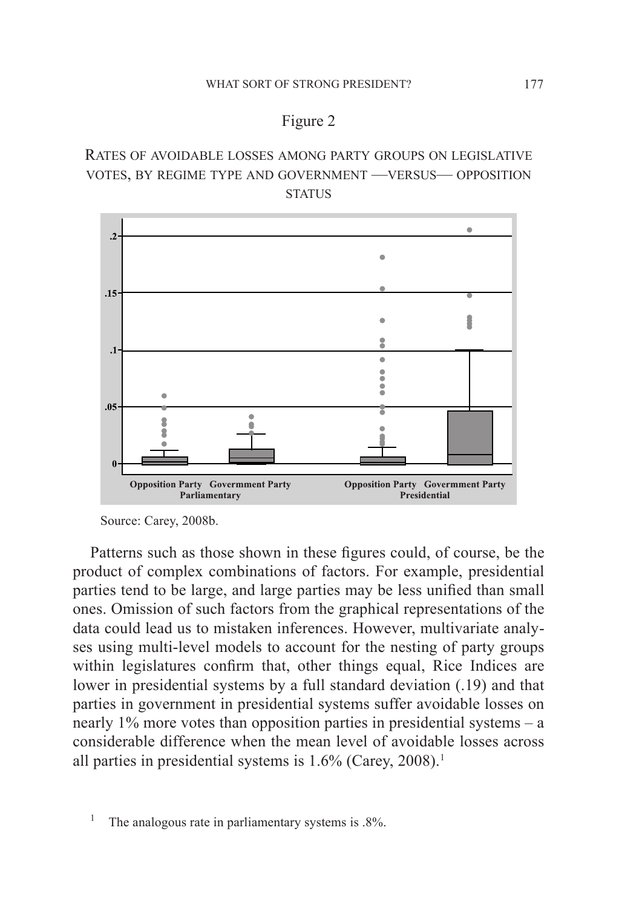Figure 2

Rates of avoidable losses among party groups on legislative votes, by regime type and government —versus— opposition status

.2

.15

.1

.05

0

Opposition Party Govermment Party
Parliamentary

Opposition Party Govermment Party
Presidential

Source: Carey, 2008b.

Patterns such as those shown in these figures could, of course, be the product of complex combinations of factors. For example, presidential parties tend to be large, and large parties may be less unified than small ones. Omission of such factors from the graphical representations of the data could lead us to mistaken inferences. However, multivariate analyses using multi-level models to account for the nesting of party groups within legislatures confirm that, other things equal, Rice Indices are lower in presidential systems by a full standard deviation (.19) and that parties in government in presidential systems suffer avoidable losses on nearly 1% more votes than opposition parties in presidential systems – a considerable difference when the mean level of avoidable losses across all parties in presidential systems is 1.6% (Carey, 2008).[1]

[1] The analogous rate in parliamentary systems is .8%.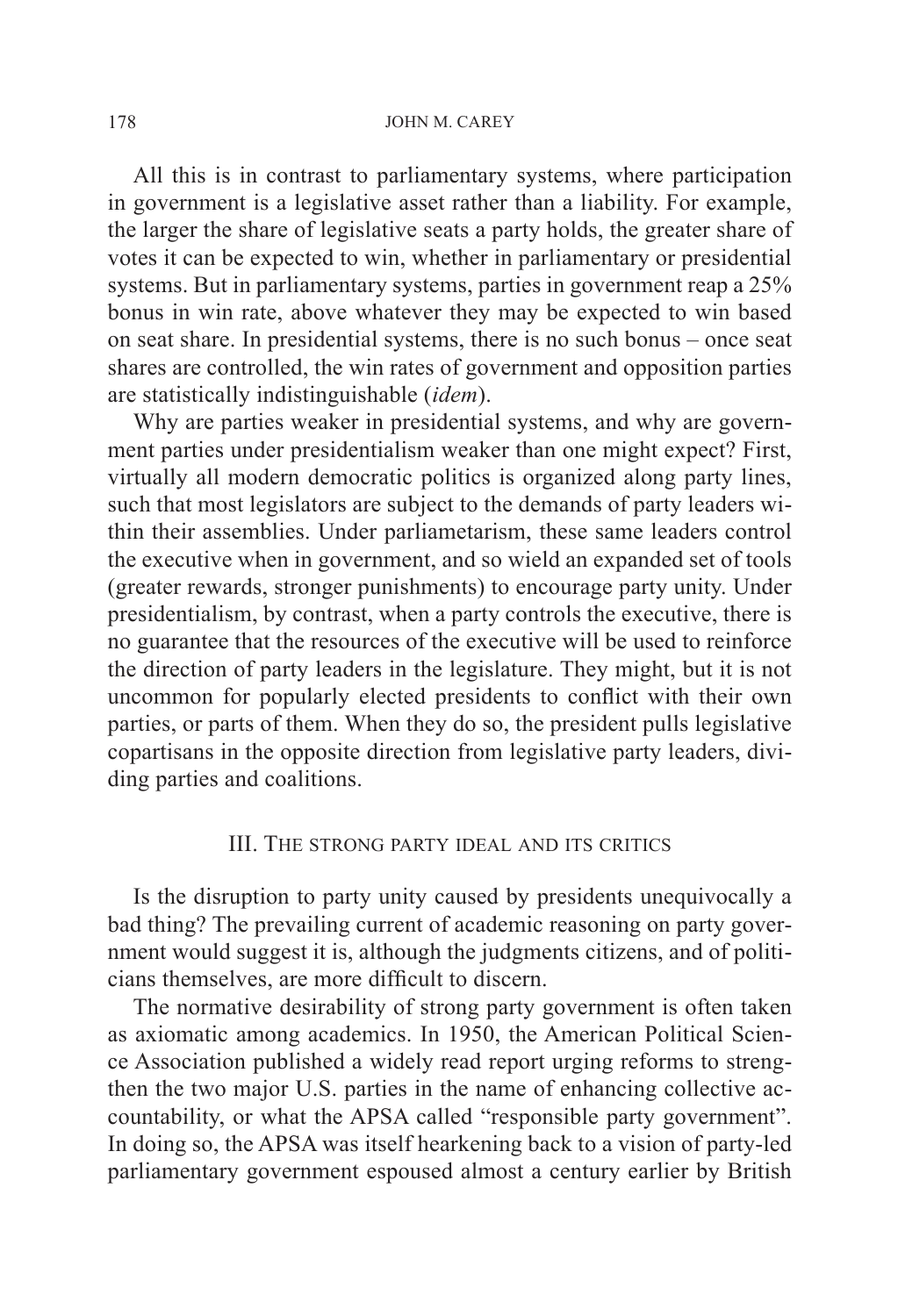All this is in contrast to parliamentary systems, where participation in government is a legislative asset rather than a liability. For example, the larger the share of legislative seats a party holds, the greater share of votes it can be expected to win, whether in parliamentary or presidential systems. But in parliamentary systems, parties in government reap a 25% bonus in win rate, above whatever they may be expected to win based on seat share. In presidential systems, there is no such bonus – once seat shares are controlled, the win rates of government and opposition parties are statistically indistinguishable (*idem*).

Why are parties weaker in presidential systems, and why are government parties under presidentialism weaker than one might expect? First, virtually all modern democratic politics is organized along party lines, such that most legislators are subject to the demands of party leaders within their assemblies. Under parliametarism, these same leaders control the executive when in government, and so wield an expanded set of tools (greater rewards, stronger punishments) to encourage party unity. Under presidentialism, by contrast, when a party controls the executive, there is no guarantee that the resources of the executive will be used to reinforce the direction of party leaders in the legislature. They might, but it is not uncommon for popularly elected presidents to conflict with their own parties, or parts of them. When they do so, the president pulls legislative copartisans in the opposite direction from legislative party leaders, dividing parties and coalitions.

## III. The strong party ideal and its critics

Is the disruption to party unity caused by presidents unequivocally a bad thing? The prevailing current of academic reasoning on party government would suggest it is, although the judgments citizens, and of politicians themselves, are more difficult to discern.

The normative desirability of strong party government is often taken as axiomatic among academics. In 1950, the American Political Science Association published a widely read report urging reforms to strengthen the two major U.S. parties in the name of enhancing collective accountability, or what the APSA called "responsible party government". In doing so, the APSA was itself hearkening back to a vision of party-led parliamentary government espoused almost a century earlier by British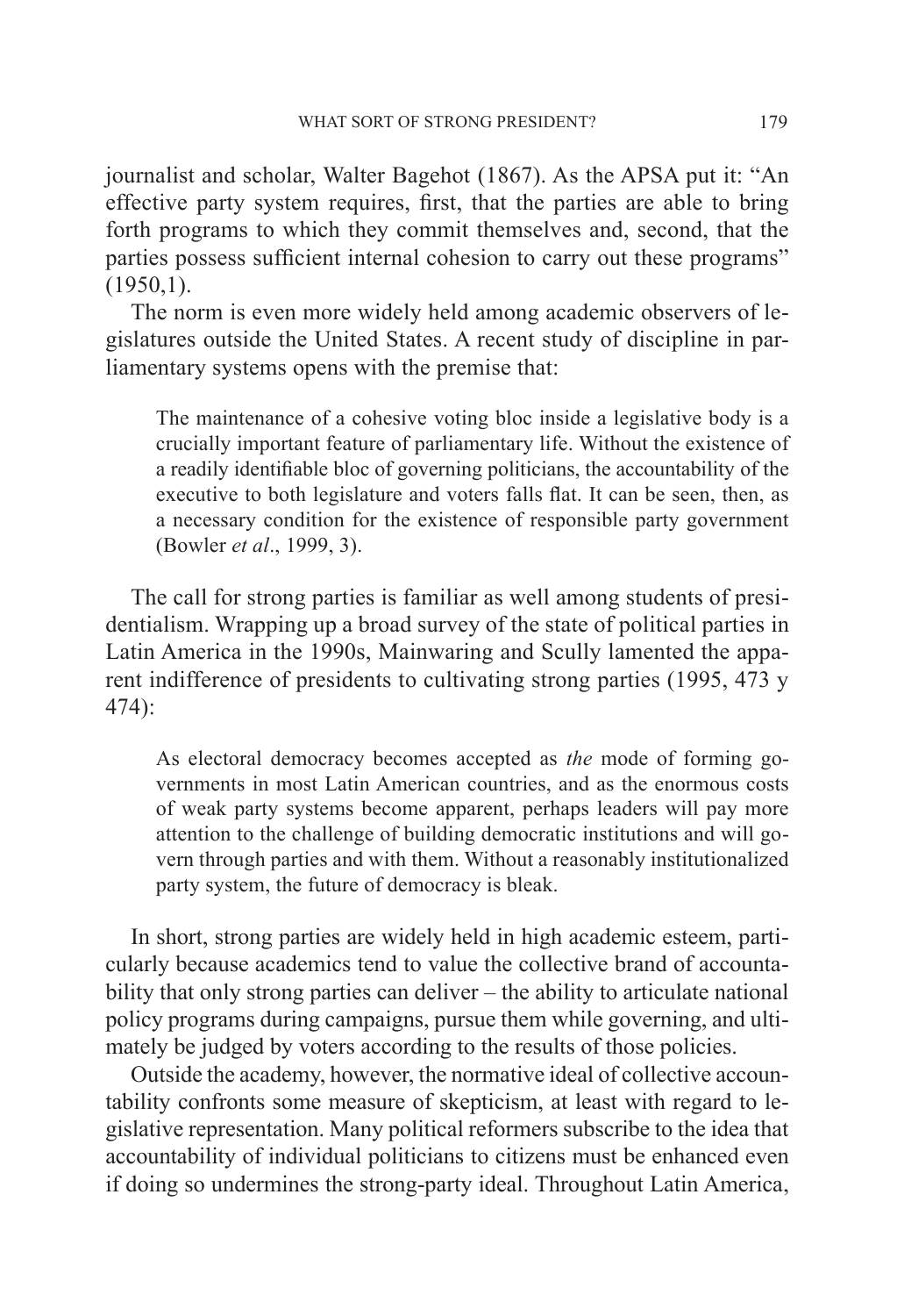journalist and scholar, Walter Bagehot (1867). As the APSA put it: "An effective party system requires, first, that the parties are able to bring forth programs to which they commit themselves and, second, that the parties possess sufficient internal cohesion to carry out these programs" (1950,1).

The norm is even more widely held among academic observers of legislatures outside the United States. A recent study of discipline in parliamentary systems opens with the premise that:

> The maintenance of a cohesive voting bloc inside a legislative body is a crucially important feature of parliamentary life. Without the existence of a readily identifiable bloc of governing politicians, the accountability of the executive to both legislature and voters falls flat. It can be seen, then, as a necessary condition for the existence of responsible party government (Bowler *et al*., 1999, 3).

The call for strong parties is familiar as well among students of presidentialism. Wrapping up a broad survey of the state of political parties in Latin America in the 1990s, Mainwaring and Scully lamented the apparent indifference of presidents to cultivating strong parties (1995, 473 y 474):

> As electoral democracy becomes accepted as *the* mode of forming governments in most Latin American countries, and as the enormous costs of weak party systems become apparent, perhaps leaders will pay more attention to the challenge of building democratic institutions and will govern through parties and with them. Without a reasonably institutionalized party system, the future of democracy is bleak.

In short, strong parties are widely held in high academic esteem, particularly because academics tend to value the collective brand of accountability that only strong parties can deliver – the ability to articulate national policy programs during campaigns, pursue them while governing, and ultimately be judged by voters according to the results of those policies.

Outside the academy, however, the normative ideal of collective accountability confronts some measure of skepticism, at least with regard to legislative representation. Many political reformers subscribe to the idea that accountability of individual politicians to citizens must be enhanced even if doing so undermines the strong-party ideal. Throughout Latin America,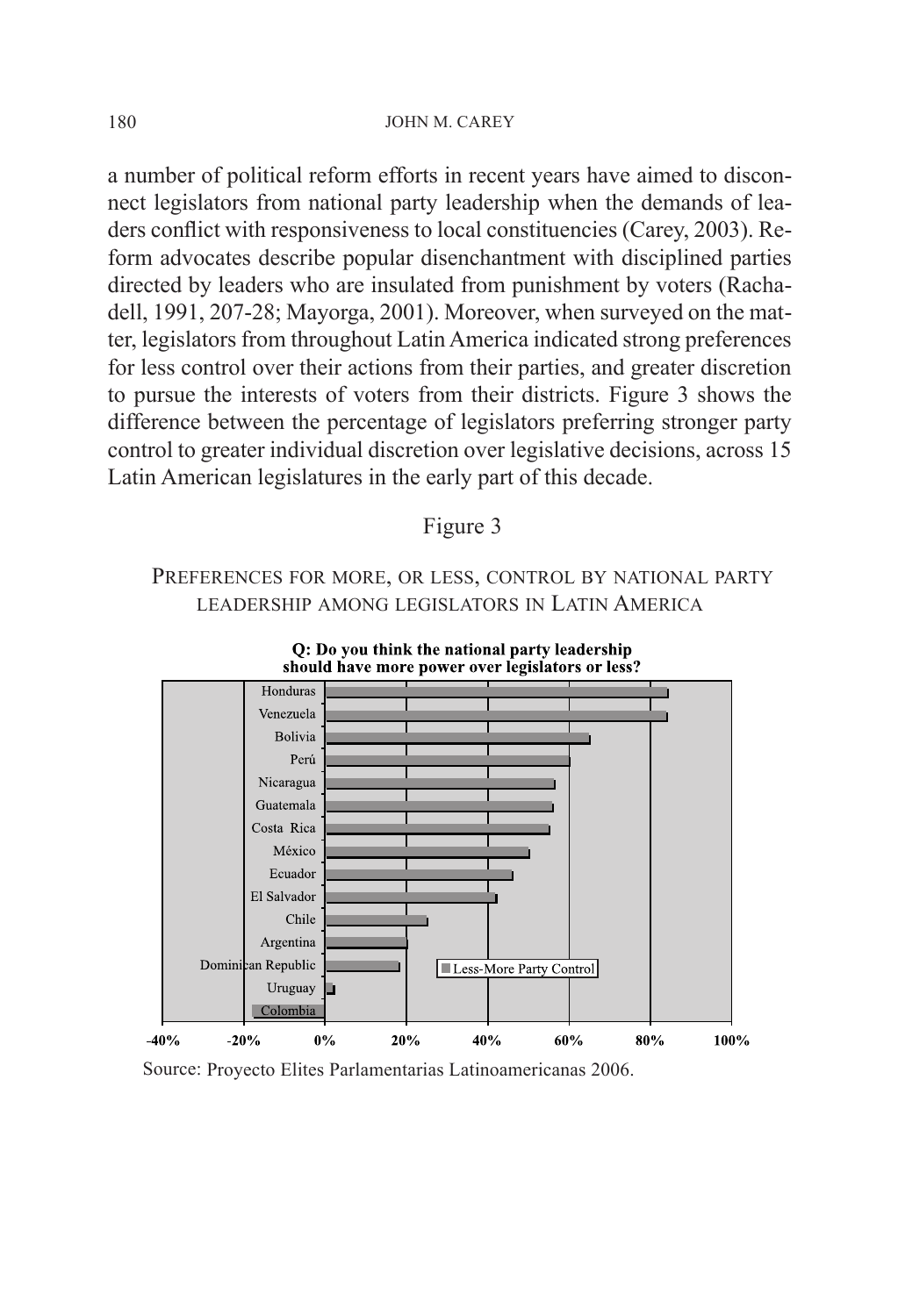a number of political reform efforts in recent years have aimed to disconnect legislators from national party leadership when the demands of leaders conflict with responsiveness to local constituencies (Carey, 2003). Reform advocates describe popular disenchantment with disciplined parties directed by leaders who are insulated from punishment by voters (Rachadell, 1991, 207-28; Mayorga, 2001). Moreover, when surveyed on the matter, legislators from throughout Latin America indicated strong preferences for less control over their actions from their parties, and greater discretion to pursue the interests of voters from their districts. Figure 3 shows the difference between the percentage of legislators preferring stronger party control to greater individual discretion over legislative decisions, across 15 Latin American legislatures in the early part of this decade.

Figure 3

PREFERENCES FOR MORE, OR LESS, CONTROL BY NATIONAL PARTY LEADERSHIP AMONG LEGISLATORS IN LATIN AMERICA

**Q: Do you think the national party leadership should have more power over legislators or less?**

Honduras
Venezuela
Bolivia
Perú
Nicaragua
Guatemala
Costa Rica
México
Ecuador
El Salvador
Chile
Argentina
Dominican Republic
Uruguay
Colombia

Less-More Party Control

-40% -20% 0% 20% 40% 60% 80% 100%

Source: Proyecto Elites Parlamentarias Latinoamericanas 2006.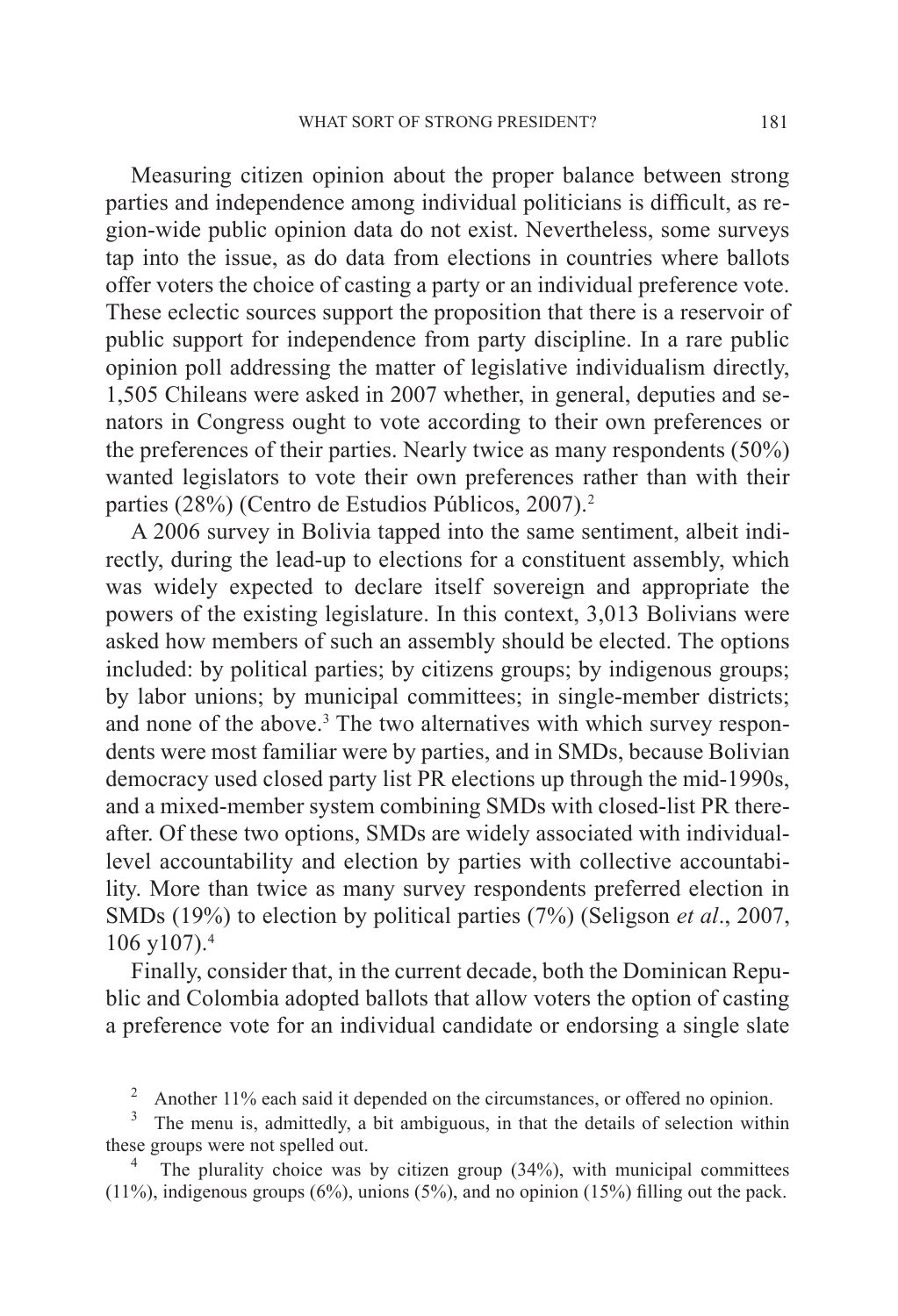Measuring citizen opinion about the proper balance between strong parties and independence among individual politicians is difficult, as region-wide public opinion data do not exist. Nevertheless, some surveys tap into the issue, as do data from elections in countries where ballots offer voters the choice of casting a party or an individual preference vote. These eclectic sources support the proposition that there is a reservoir of public support for independence from party discipline. In a rare public opinion poll addressing the matter of legislative individualism directly, 1,505 Chileans were asked in 2007 whether, in general, deputies and senators in Congress ought to vote according to their own preferences or the preferences of their parties. Nearly twice as many respondents (50%) wanted legislators to vote their own preferences rather than with their parties (28%) (Centro de Estudios Públicos, 2007).[2]

A 2006 survey in Bolivia tapped into the same sentiment, albeit indirectly, during the lead-up to elections for a constituent assembly, which was widely expected to declare itself sovereign and appropriate the powers of the existing legislature. In this context, 3,013 Bolivians were asked how members of such an assembly should be elected. The options included: by political parties; by citizens groups; by indigenous groups; by labor unions; by municipal committees; in single-member districts; and none of the above.[3] The two alternatives with which survey respondents were most familiar were by parties, and in SMDs, because Bolivian democracy used closed party list PR elections up through the mid-1990s, and a mixed-member system combining SMDs with closed-list PR thereafter. Of these two options, SMDs are widely associated with individual-level accountability and election by parties with collective accountability. More than twice as many survey respondents preferred election in SMDs (19%) to election by political parties (7%) (Seligson *et al*., 2007, 106 y107).[4]

Finally, consider that, in the current decade, both the Dominican Republic and Colombia adopted ballots that allow voters the option of casting a preference vote for an individual candidate or endorsing a single slate

[2] Another 11% each said it depended on the circumstances, or offered no opinion.

[3] The menu is, admittedly, a bit ambiguous, in that the details of selection within these groups were not spelled out.

[4] The plurality choice was by citizen group (34%), with municipal committees (11%), indigenous groups (6%), unions (5%), and no opinion (15%) filling out the pack.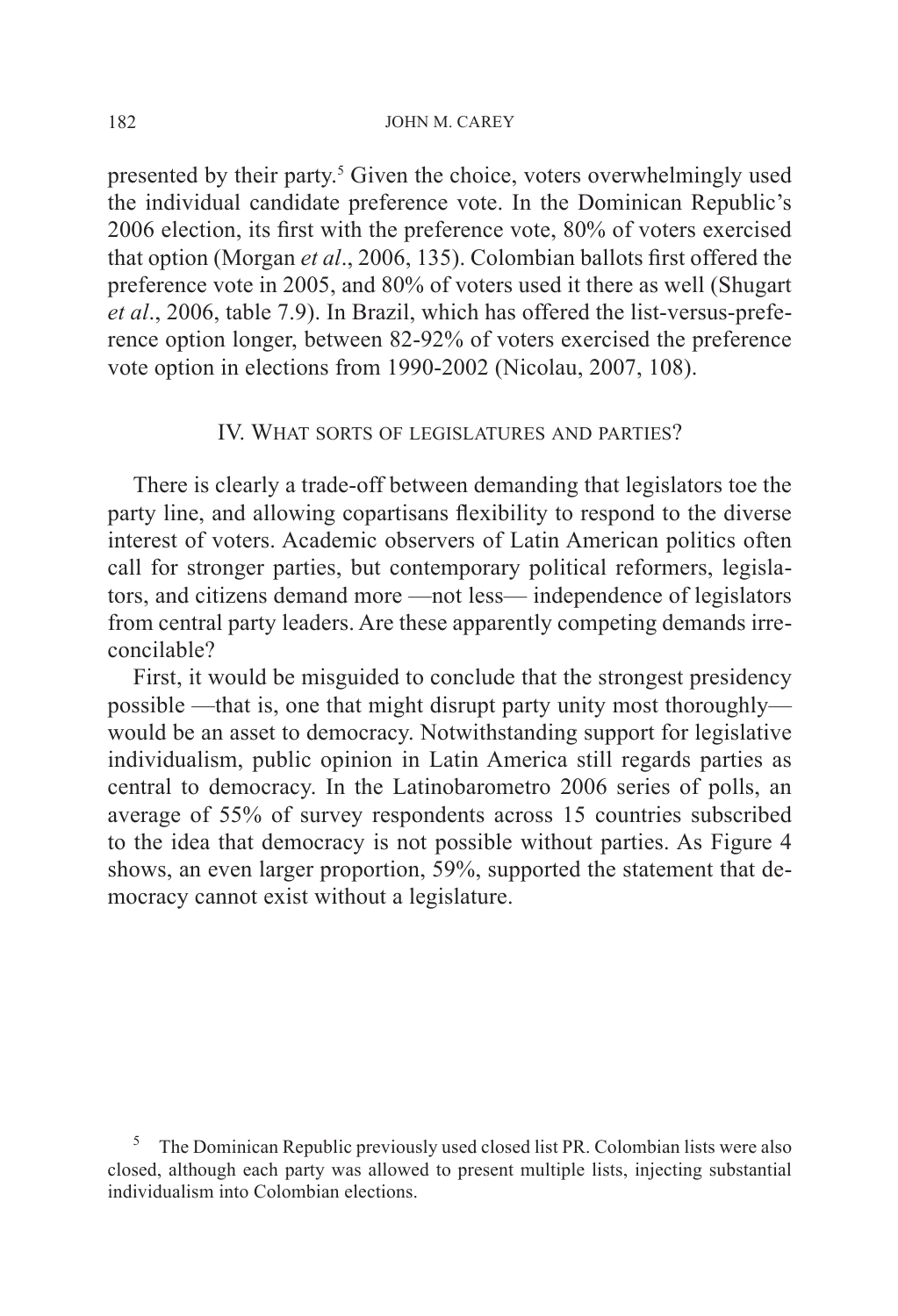presented by their party.[5] Given the choice, voters overwhelmingly used the individual candidate preference vote. In the Dominican Republic's 2006 election, its first with the preference vote, 80% of voters exercised that option (Morgan *et al*., 2006, 135). Colombian ballots first offered the preference vote in 2005, and 80% of voters used it there as well (Shugart *et al*., 2006, table 7.9). In Brazil, which has offered the list-versus-preference option longer, between 82-92% of voters exercised the preference vote option in elections from 1990-2002 (Nicolau, 2007, 108).

## IV. What sorts of legislatures and parties?

There is clearly a trade-off between demanding that legislators toe the party line, and allowing copartisans flexibility to respond to the diverse interest of voters. Academic observers of Latin American politics often call for stronger parties, but contemporary political reformers, legislators, and citizens demand more —not less— independence of legislators from central party leaders. Are these apparently competing demands irreconcilable?

First, it would be misguided to conclude that the strongest presidency possible —that is, one that might disrupt party unity most thoroughly— would be an asset to democracy. Notwithstanding support for legislative individualism, public opinion in Latin America still regards parties as central to democracy. In the Latinobarometro 2006 series of polls, an average of 55% of survey respondents across 15 countries subscribed to the idea that democracy is not possible without parties. As Figure 4 shows, an even larger proportion, 59%, supported the statement that democracy cannot exist without a legislature.

[5] The Dominican Republic previously used closed list PR. Colombian lists were also closed, although each party was allowed to present multiple lists, injecting substantial individualism into Colombian elections.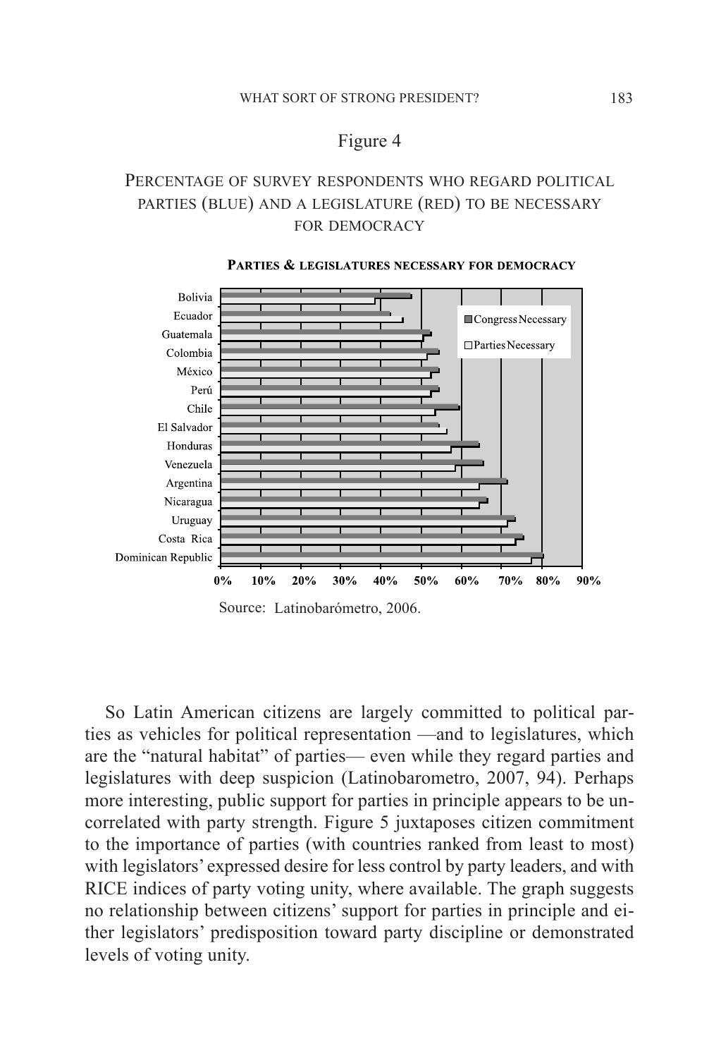Figure 4

Percentage of survey respondents who regard political parties (blue) and a legislature (red) to be necessary for democracy

**Parties & legislatures necessary for democracy**

Bolivia
Ecuador
Guatemala
Colombia
México
Perú
Chile
El Salvador
Honduras
Venezuela
Argentina
Nicaragua
Uruguay
Costa Rica
Dominican Republic

0% 10% 20% 30% 40% 50% 60% 70% 80% 90%

Congress Necessary
Parties Necessary

Source: Latinobarómetro, 2006.

So Latin American citizens are largely committed to political parties as vehicles for political representation —and to legislatures, which are the "natural habitat" of parties— even while they regard parties and legislatures with deep suspicion (Latinobarometro, 2007, 94). Perhaps more interesting, public support for parties in principle appears to be uncorrelated with party strength. Figure 5 juxtaposes citizen commitment to the importance of parties (with countries ranked from least to most) with legislators' expressed desire for less control by party leaders, and with RICE indices of party voting unity, where available. The graph suggests no relationship between citizens' support for parties in principle and either legislators' predisposition toward party discipline or demonstrated levels of voting unity.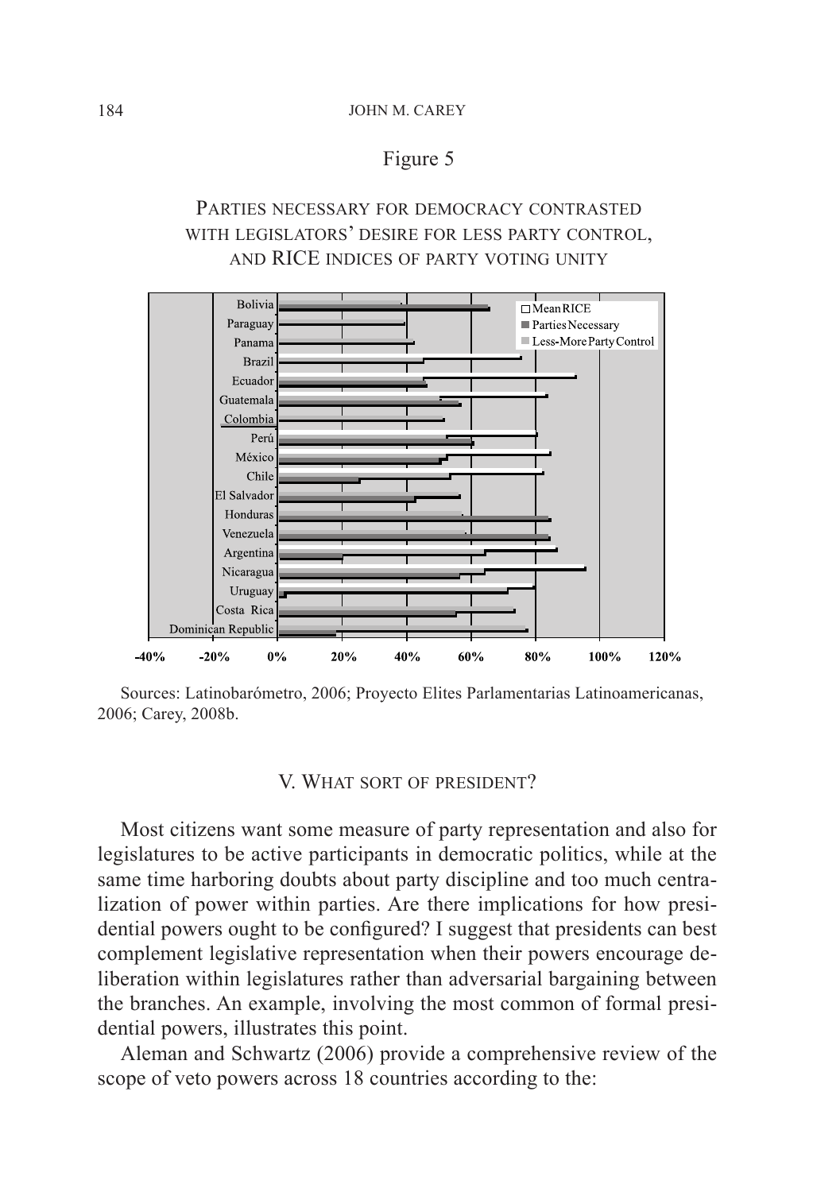Figure 5

PARTIES NECESSARY FOR DEMOCRACY CONTRASTED WITH LEGISLATORS' DESIRE FOR LESS PARTY CONTROL, AND RICE INDICES OF PARTY VOTING UNITY

Mean RICE
Parties Necessary
Less-More Party Control

Bolivia
Paraguay
Panama
Brazil
Ecuador
Guatemala
Colombia
Perú
México
Chile
El Salvador
Honduras
Venezuela
Argentina
Nicaragua
Uruguay
Costa Rica
Dominican Republic

-40% -20% 0% 20% 40% 60% 80% 100% 120%

Sources: Latinobarómetro, 2006; Proyecto Elites Parlamentarias Latinoamericanas, 2006; Carey, 2008b.

## V. WHAT SORT OF PRESIDENT?

Most citizens want some measure of party representation and also for legislatures to be active participants in democratic politics, while at the same time harboring doubts about party discipline and too much centralization of power within parties. Are there implications for how presidential powers ought to be configured? I suggest that presidents can best complement legislative representation when their powers encourage deliberation within legislatures rather than adversarial bargaining between the branches. An example, involving the most common of formal presidential powers, illustrates this point.

Aleman and Schwartz (2006) provide a comprehensive review of the scope of veto powers across 18 countries according to the: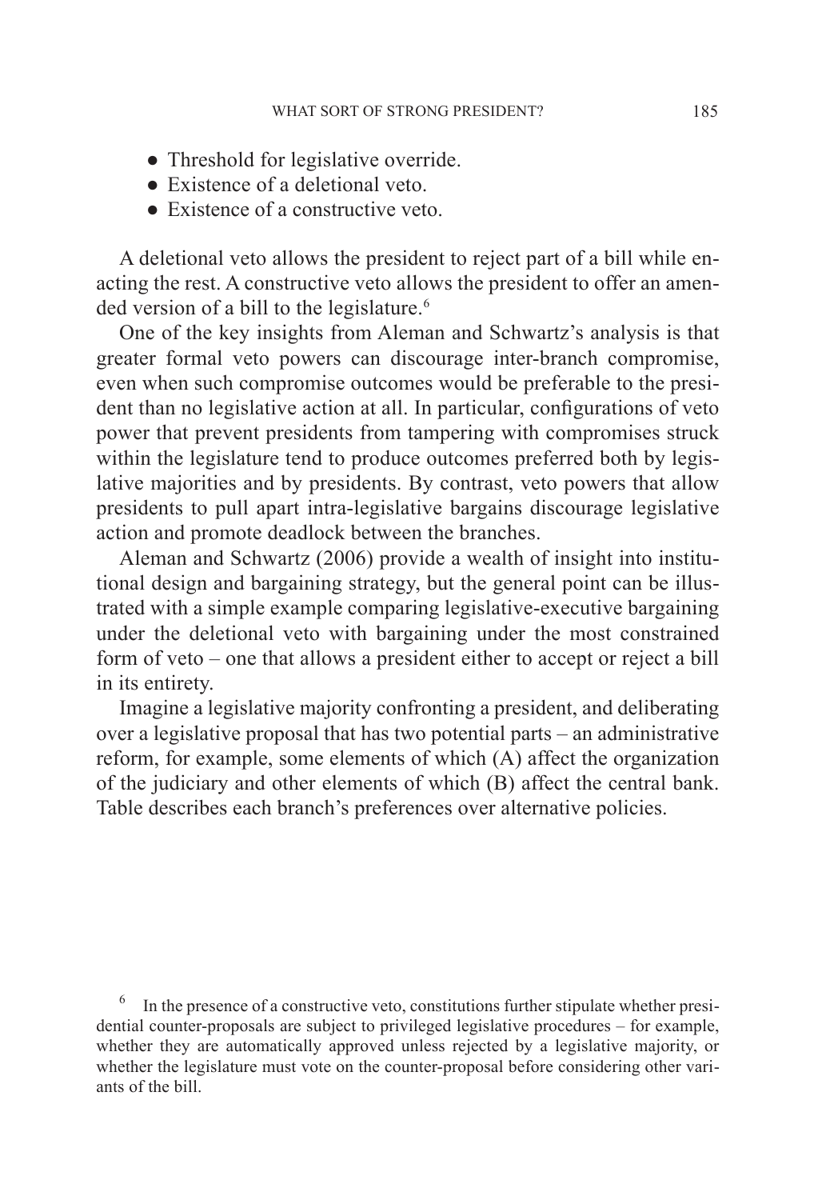- Threshold for legislative override.
- Existence of a deletional veto.
- Existence of a constructive veto.

A deletional veto allows the president to reject part of a bill while enacting the rest. A constructive veto allows the president to offer an amended version of a bill to the legislature.[6]

One of the key insights from Aleman and Schwartz's analysis is that greater formal veto powers can discourage inter-branch compromise, even when such compromise outcomes would be preferable to the president than no legislative action at all. In particular, configurations of veto power that prevent presidents from tampering with compromises struck within the legislature tend to produce outcomes preferred both by legislative majorities and by presidents. By contrast, veto powers that allow presidents to pull apart intra-legislative bargains discourage legislative action and promote deadlock between the branches.

Aleman and Schwartz (2006) provide a wealth of insight into institutional design and bargaining strategy, but the general point can be illustrated with a simple example comparing legislative-executive bargaining under the deletional veto with bargaining under the most constrained form of veto – one that allows a president either to accept or reject a bill in its entirety.

Imagine a legislative majority confronting a president, and deliberating over a legislative proposal that has two potential parts – an administrative reform, for example, some elements of which (A) affect the organization of the judiciary and other elements of which (B) affect the central bank. Table describes each branch's preferences over alternative policies.

[6] In the presence of a constructive veto, constitutions further stipulate whether presidential counter-proposals are subject to privileged legislative procedures – for example, whether they are automatically approved unless rejected by a legislative majority, or whether the legislature must vote on the counter-proposal before considering other variants of the bill.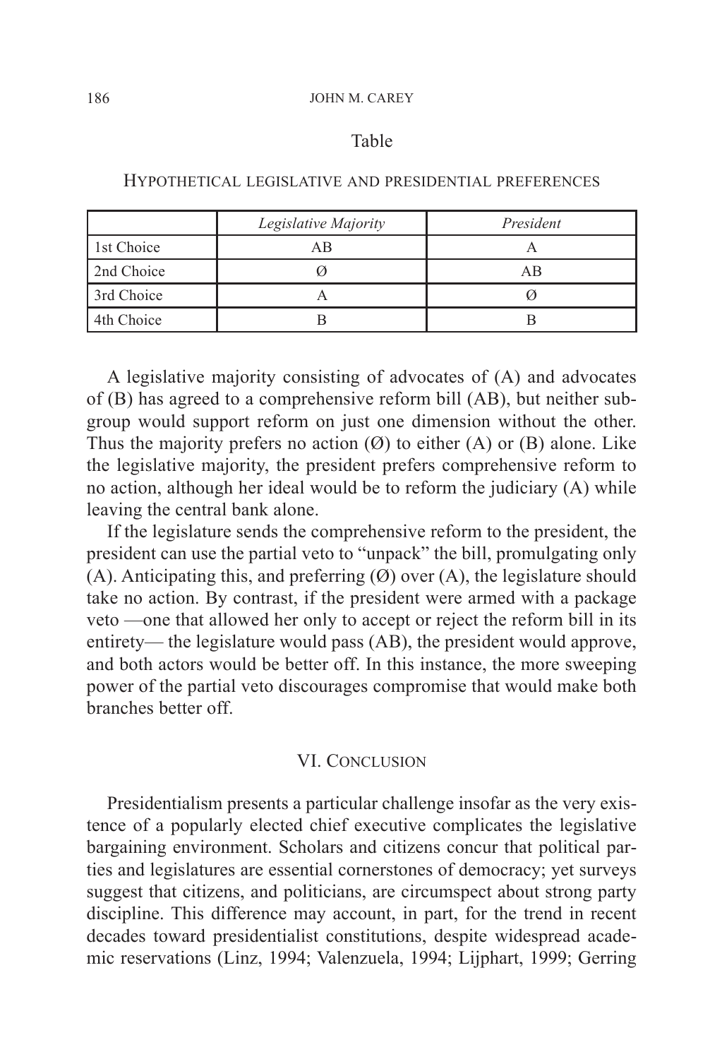Table

HYPOTHETICAL LEGISLATIVE AND PRESIDENTIAL PREFERENCES

| | *Legislative Majority* | *President* |
|---|---|---|
| 1st Choice | AB | A |
| 2nd Choice | Ø | AB |
| 3rd Choice | A | Ø |
| 4th Choice | B | B |

A legislative majority consisting of advocates of (A) and advocates of (B) has agreed to a comprehensive reform bill (AB), but neither subgroup would support reform on just one dimension without the other. Thus the majority prefers no action (Ø) to either (A) or (B) alone. Like the legislative majority, the president prefers comprehensive reform to no action, although her ideal would be to reform the judiciary (A) while leaving the central bank alone.

If the legislature sends the comprehensive reform to the president, the president can use the partial veto to "unpack" the bill, promulgating only (A). Anticipating this, and preferring (Ø) over (A), the legislature should take no action. By contrast, if the president were armed with a package veto —one that allowed her only to accept or reject the reform bill in its entirety— the legislature would pass (AB), the president would approve, and both actors would be better off. In this instance, the more sweeping power of the partial veto discourages compromise that would make both branches better off.

## VI. CONCLUSION

Presidentialism presents a particular challenge insofar as the very existence of a popularly elected chief executive complicates the legislative bargaining environment. Scholars and citizens concur that political parties and legislatures are essential cornerstones of democracy; yet surveys suggest that citizens, and politicians, are circumspect about strong party discipline. This difference may account, in part, for the trend in recent decades toward presidentialist constitutions, despite widespread academic reservations (Linz, 1994; Valenzuela, 1994; Lijphart, 1999; Gerring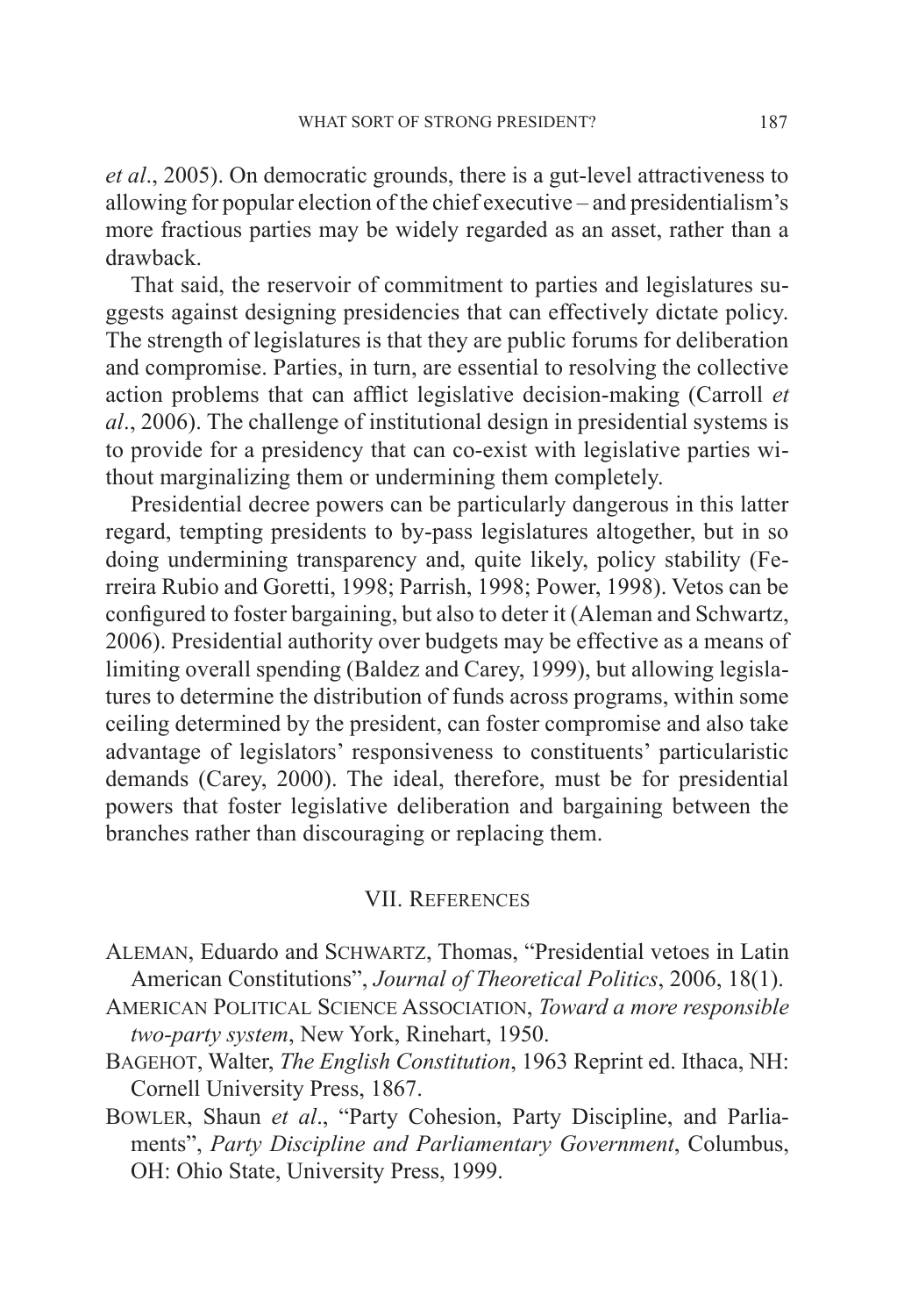*et al*., 2005). On democratic grounds, there is a gut-level attractiveness to allowing for popular election of the chief executive – and presidentialism's more fractious parties may be widely regarded as an asset, rather than a drawback.

That said, the reservoir of commitment to parties and legislatures suggests against designing presidencies that can effectively dictate policy. The strength of legislatures is that they are public forums for deliberation and compromise. Parties, in turn, are essential to resolving the collective action problems that can afflict legislative decision-making (Carroll *et al*., 2006). The challenge of institutional design in presidential systems is to provide for a presidency that can co-exist with legislative parties without marginalizing them or undermining them completely.

Presidential decree powers can be particularly dangerous in this latter regard, tempting presidents to by-pass legislatures altogether, but in so doing undermining transparency and, quite likely, policy stability (Ferreira Rubio and Goretti, 1998; Parrish, 1998; Power, 1998). Vetos can be configured to foster bargaining, but also to deter it (Aleman and Schwartz, 2006). Presidential authority over budgets may be effective as a means of limiting overall spending (Baldez and Carey, 1999), but allowing legislatures to determine the distribution of funds across programs, within some ceiling determined by the president, can foster compromise and also take advantage of legislators' responsiveness to constituents' particularistic demands (Carey, 2000). The ideal, therefore, must be for presidential powers that foster legislative deliberation and bargaining between the branches rather than discouraging or replacing them.

## VII. References

Aleman, Eduardo and Schwartz, Thomas, "Presidential vetoes in Latin American Constitutions", *Journal of Theoretical Politics*, 2006, 18(1).

American Political Science Association, *Toward a more responsible two-party system*, New York, Rinehart, 1950.

Bagehot, Walter, *The English Constitution*, 1963 Reprint ed. Ithaca, NH: Cornell University Press, 1867.

Bowler, Shaun *et al*., "Party Cohesion, Party Discipline, and Parliaments", *Party Discipline and Parliamentary Government*, Columbus, OH: Ohio State, University Press, 1999.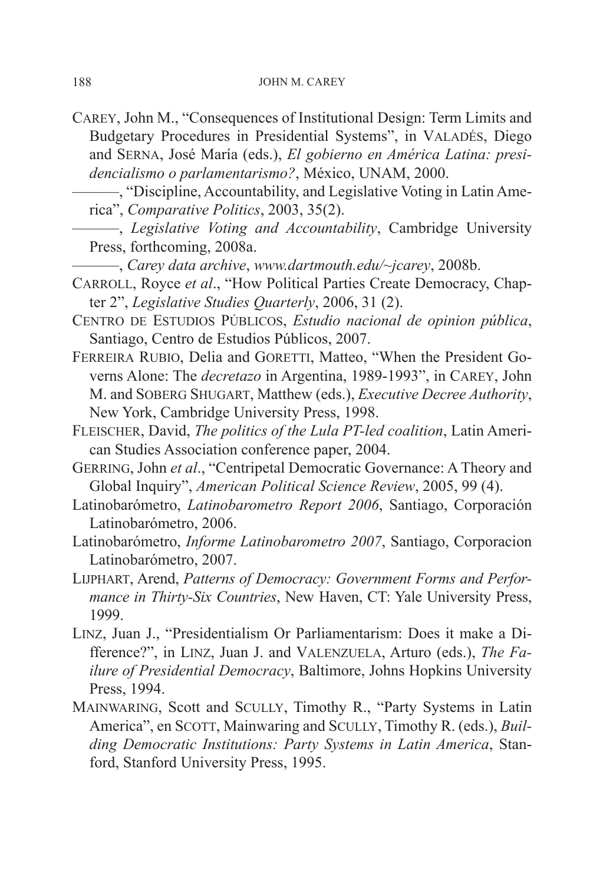CAREY, John M., "Consequences of Institutional Design: Term Limits and Budgetary Procedures in Presidential Systems", in VALADÉS, Diego and SERNA, José María (eds.), *El gobierno en América Latina: presidencialismo o parlamentarismo?*, México, UNAM, 2000.

———, "Discipline, Accountability, and Legislative Voting in Latin America", *Comparative Politics*, 2003, 35(2).

———, *Legislative Voting and Accountability*, Cambridge University Press, forthcoming, 2008a.

———, *Carey data archive*, *www.dartmouth.edu/~jcarey*, 2008b.

CARROLL, Royce *et al*., "How Political Parties Create Democracy, Chapter 2", *Legislative Studies Quarterly*, 2006, 31 (2).

CENTRO DE ESTUDIOS PÚBLICOS, *Estudio nacional de opinion pública*, Santiago, Centro de Estudios Públicos, 2007.

FERREIRA RUBIO, Delia and GORETTI, Matteo, "When the President Governs Alone: The *decretazo* in Argentina, 1989-1993", in CAREY, John M. and SOBERG SHUGART, Matthew (eds.), *Executive Decree Authority*, New York, Cambridge University Press, 1998.

FLEISCHER, David, *The politics of the Lula PT-led coalition*, Latin American Studies Association conference paper, 2004.

GERRING, John *et al*., "Centripetal Democratic Governance: A Theory and Global Inquiry", *American Political Science Review*, 2005, 99 (4).

Latinobarómetro, *Latinobarometro Report 2006*, Santiago, Corporación Latinobarómetro, 2006.

Latinobarómetro, *Informe Latinobarometro 2007*, Santiago, Corporacion Latinobarómetro, 2007.

LIJPHART, Arend, *Patterns of Democracy: Government Forms and Performance in Thirty-Six Countries*, New Haven, CT: Yale University Press, 1999.

LINZ, Juan J., "Presidentialism Or Parliamentarism: Does it make a Difference?", in LINZ, Juan J. and VALENZUELA, Arturo (eds.), *The Failure of Presidential Democracy*, Baltimore, Johns Hopkins University Press, 1994.

MAINWARING, Scott and SCULLY, Timothy R., "Party Systems in Latin America", en SCOTT, Mainwaring and SCULLY, Timothy R. (eds.), *Building Democratic Institutions: Party Systems in Latin America*, Stanford, Stanford University Press, 1995.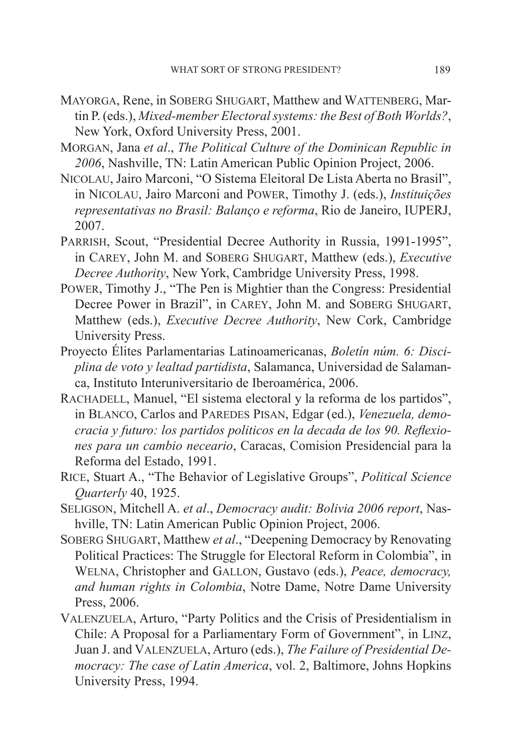MAYORGA, Rene, in SOBERG SHUGART, Matthew and WATTENBERG, Martin P. (eds.), *Mixed-member Electoral systems: the Best of Both Worlds?*, New York, Oxford University Press, 2001.

MORGAN, Jana *et al*., *The Political Culture of the Dominican Republic in 2006*, Nashville, TN: Latin American Public Opinion Project, 2006.

NICOLAU, Jairo Marconi, "O Sistema Eleitoral De Lista Aberta no Brasil", in NICOLAU, Jairo Marconi and POWER, Timothy J. (eds.), *Instituições representativas no Brasil: Balanço e reforma*, Rio de Janeiro, IUPERJ, 2007.

PARRISH, Scout, "Presidential Decree Authority in Russia, 1991-1995", in CAREY, John M. and SOBERG SHUGART, Matthew (eds.), *Executive Decree Authority*, New York, Cambridge University Press, 1998.

POWER, Timothy J., "The Pen is Mightier than the Congress: Presidential Decree Power in Brazil", in CAREY, John M. and SOBERG SHUGART, Matthew (eds.), *Executive Decree Authority*, New Cork, Cambridge University Press.

Proyecto Élites Parlamentarias Latinoamericanas, *Boletín núm. 6: Disciplina de voto y lealtad partidista*, Salamanca, Universidad de Salamanca, Instituto Interuniversitario de Iberoamérica, 2006.

RACHADELL, Manuel, "El sistema electoral y la reforma de los partidos", in BLANCO, Carlos and PAREDES PISAN, Edgar (ed.), *Venezuela, democracia y futuro: los partidos politicos en la decada de los 90. Reflexiones para un cambio neceario*, Caracas, Comision Presidencial para la Reforma del Estado, 1991.

RICE, Stuart A., "The Behavior of Legislative Groups", *Political Science Quarterly* 40, 1925.

SELIGSON, Mitchell A. *et al*., *Democracy audit: Bolivia 2006 report*, Nashville, TN: Latin American Public Opinion Project, 2006.

SOBERG SHUGART, Matthew *et al*., "Deepening Democracy by Renovating Political Practices: The Struggle for Electoral Reform in Colombia", in WELNA, Christopher and GALLON, Gustavo (eds.), *Peace, democracy, and human rights in Colombia*, Notre Dame, Notre Dame University Press, 2006.

VALENZUELA, Arturo, "Party Politics and the Crisis of Presidentialism in Chile: A Proposal for a Parliamentary Form of Government", in LINZ, Juan J. and VALENZUELA, Arturo (eds.), *The Failure of Presidential Democracy: The case of Latin America*, vol. 2, Baltimore, Johns Hopkins University Press, 1994.